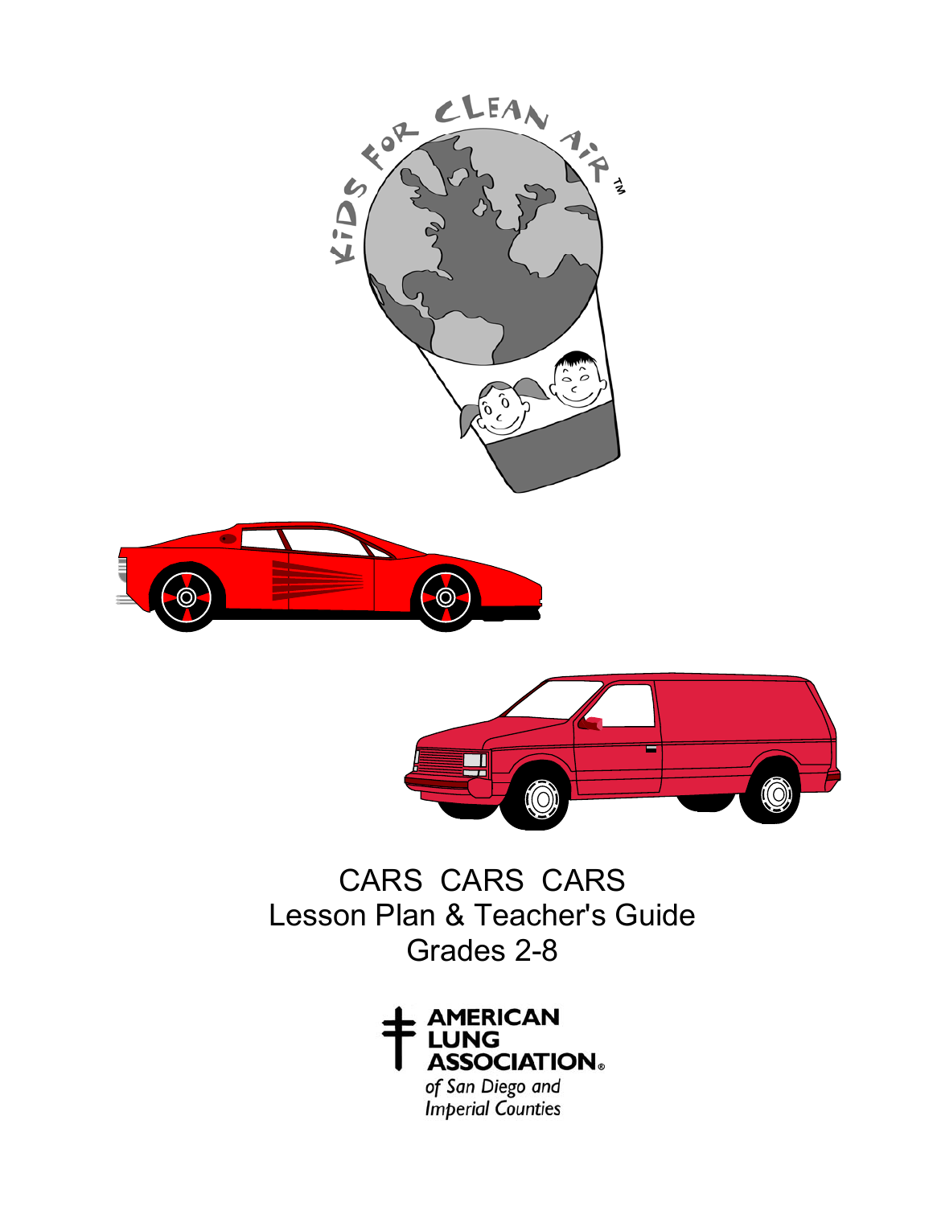KIDS FOR CLEAN AIR™

# CARS CARS CARS
## Lesson Plan & Teacher's Guide
## Grades 2-8

AMERICAN LUNG ASSOCIATION®
*of San Diego and Imperial Counties*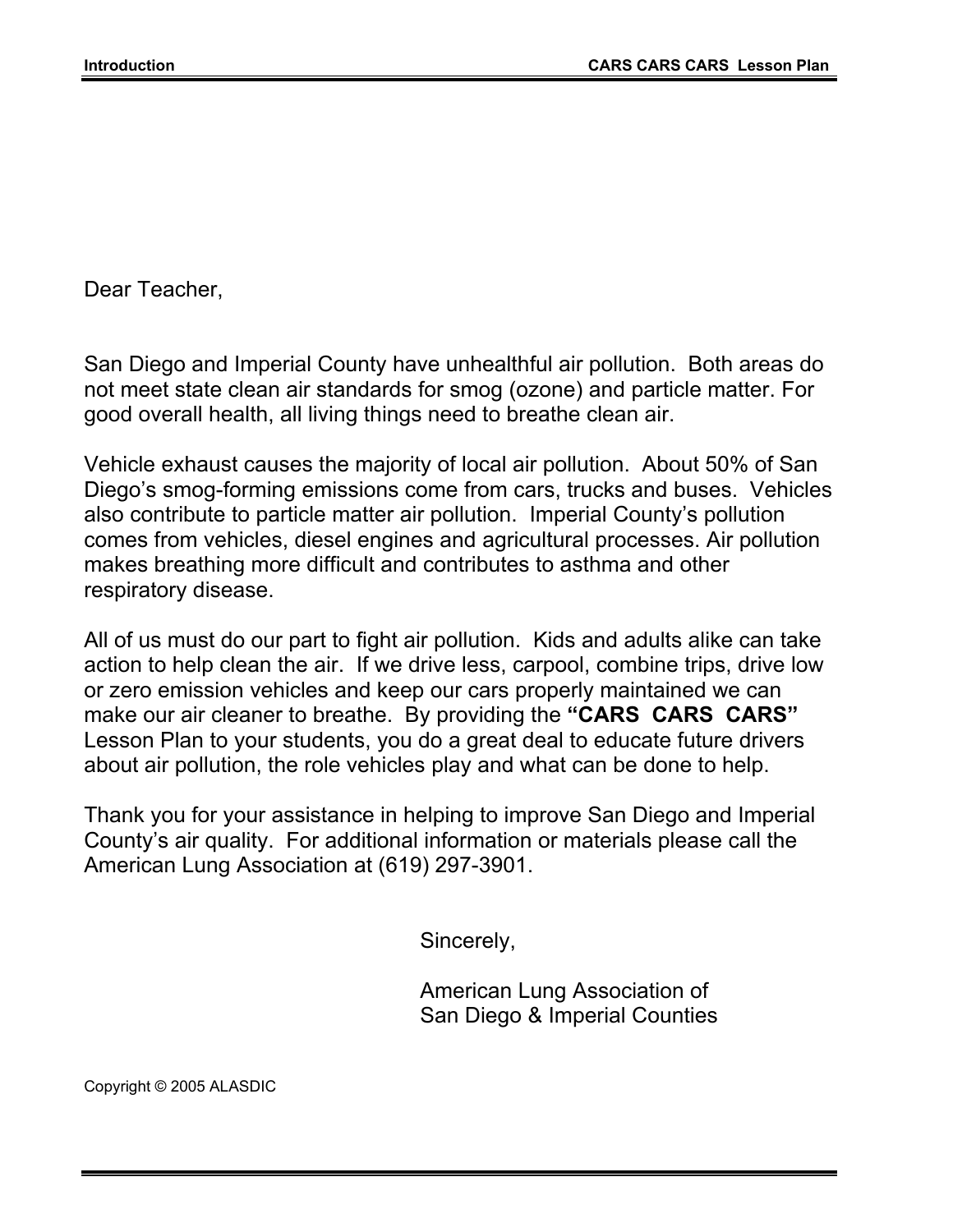Dear Teacher,

San Diego and Imperial County have unhealthful air pollution. Both areas do not meet state clean air standards for smog (ozone) and particle matter. For good overall health, all living things need to breathe clean air.

Vehicle exhaust causes the majority of local air pollution. About 50% of San Diego's smog-forming emissions come from cars, trucks and buses. Vehicles also contribute to particle matter air pollution. Imperial County's pollution comes from vehicles, diesel engines and agricultural processes. Air pollution makes breathing more difficult and contributes to asthma and other respiratory disease.

All of us must do our part to fight air pollution. Kids and adults alike can take action to help clean the air. If we drive less, carpool, combine trips, drive low or zero emission vehicles and keep our cars properly maintained we can make our air cleaner to breathe. By providing the **"CARS CARS CARS"** Lesson Plan to your students, you do a great deal to educate future drivers about air pollution, the role vehicles play and what can be done to help.

Thank you for your assistance in helping to improve San Diego and Imperial County's air quality. For additional information or materials please call the American Lung Association at (619) 297-3901.

Sincerely,

American Lung Association of
San Diego & Imperial Counties

Copyright © 2005 ALASDIC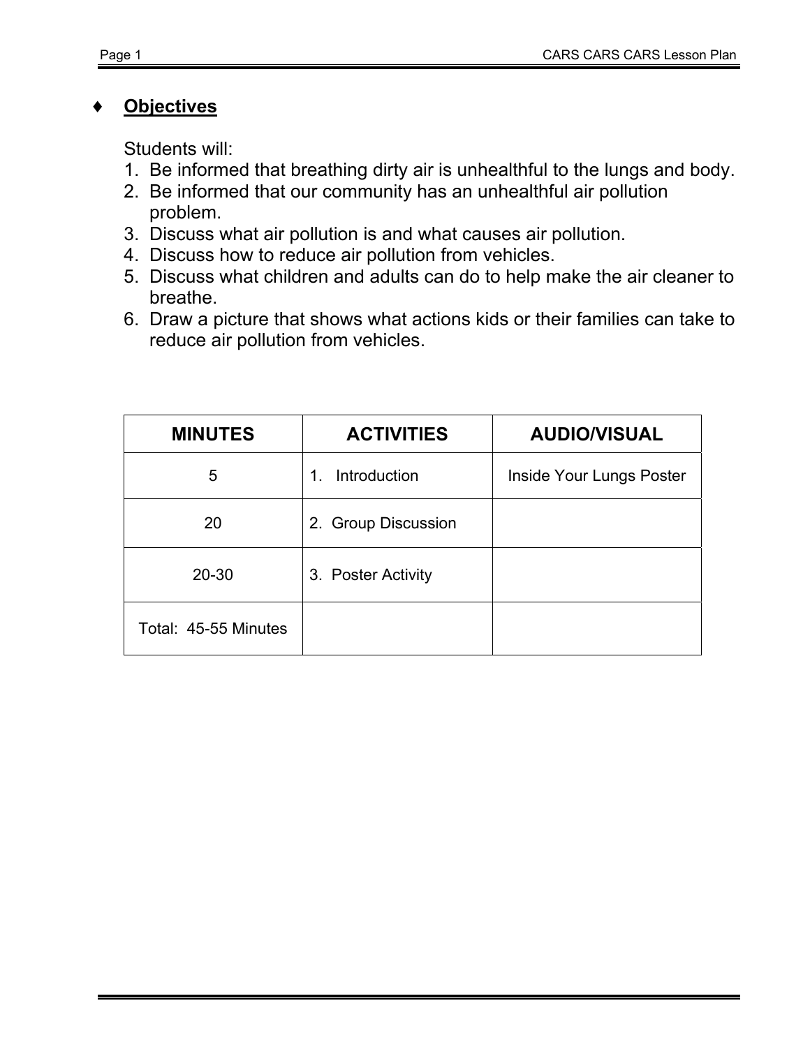## ♦ **Objectives**

Students will:

1. Be informed that breathing dirty air is unhealthful to the lungs and body.
2. Be informed that our community has an unhealthful air pollution problem.
3. Discuss what air pollution is and what causes air pollution.
4. Discuss how to reduce air pollution from vehicles.
5. Discuss what children and adults can do to help make the air cleaner to breathe.
6. Draw a picture that shows what actions kids or their families can take to reduce air pollution from vehicles.

| MINUTES | ACTIVITIES | AUDIO/VISUAL |
|---|---|---|
| 5 | 1. Introduction | Inside Your Lungs Poster |
| 20 | 2. Group Discussion | |
| 20-30 | 3. Poster Activity | |
| Total: 45-55 Minutes | | |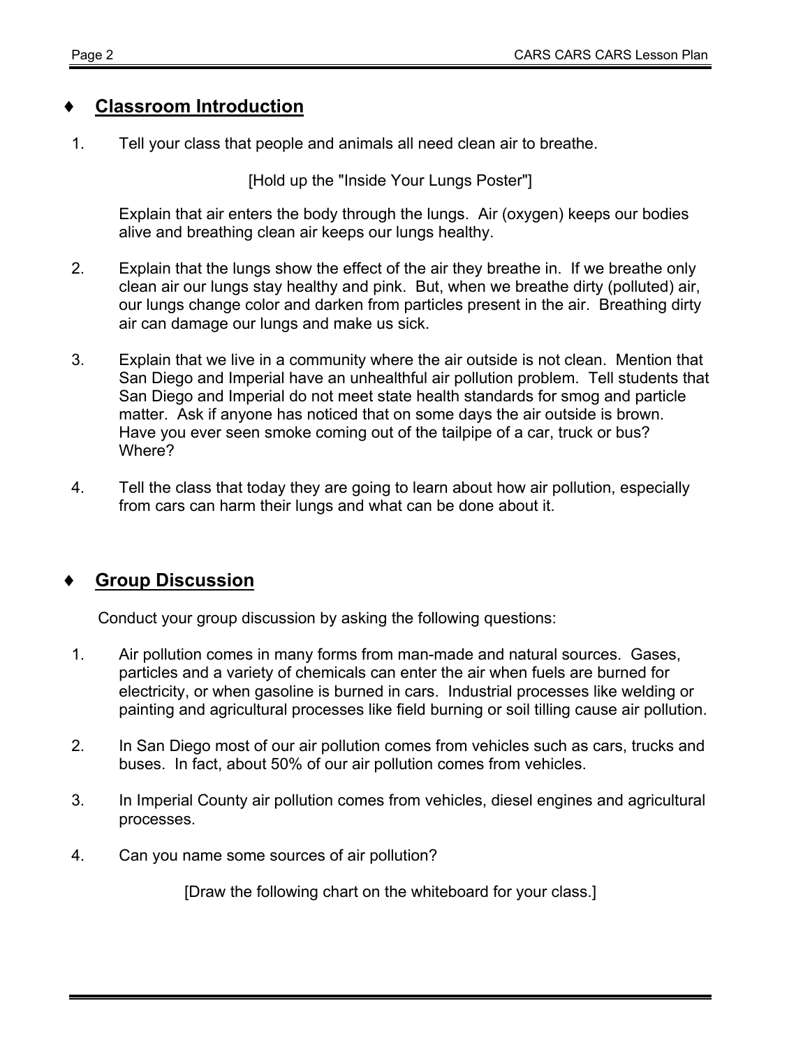## ♦ Classroom Introduction

1. Tell your class that people and animals all need clean air to breathe.

   [Hold up the "Inside Your Lungs Poster"]

   Explain that air enters the body through the lungs. Air (oxygen) keeps our bodies alive and breathing clean air keeps our lungs healthy.

2. Explain that the lungs show the effect of the air they breathe in. If we breathe only clean air our lungs stay healthy and pink. But, when we breathe dirty (polluted) air, our lungs change color and darken from particles present in the air. Breathing dirty air can damage our lungs and make us sick.

3. Explain that we live in a community where the air outside is not clean. Mention that San Diego and Imperial have an unhealthful air pollution problem. Tell students that San Diego and Imperial do not meet state health standards for smog and particle matter. Ask if anyone has noticed that on some days the air outside is brown. Have you ever seen smoke coming out of the tailpipe of a car, truck or bus? Where?

4. Tell the class that today they are going to learn about how air pollution, especially from cars can harm their lungs and what can be done about it.

## ♦ Group Discussion

Conduct your group discussion by asking the following questions:

1. Air pollution comes in many forms from man-made and natural sources. Gases, particles and a variety of chemicals can enter the air when fuels are burned for electricity, or when gasoline is burned in cars. Industrial processes like welding or painting and agricultural processes like field burning or soil tilling cause air pollution.

2. In San Diego most of our air pollution comes from vehicles such as cars, trucks and buses. In fact, about 50% of our air pollution comes from vehicles.

3. In Imperial County air pollution comes from vehicles, diesel engines and agricultural processes.

4. Can you name some sources of air pollution?

   [Draw the following chart on the whiteboard for your class.]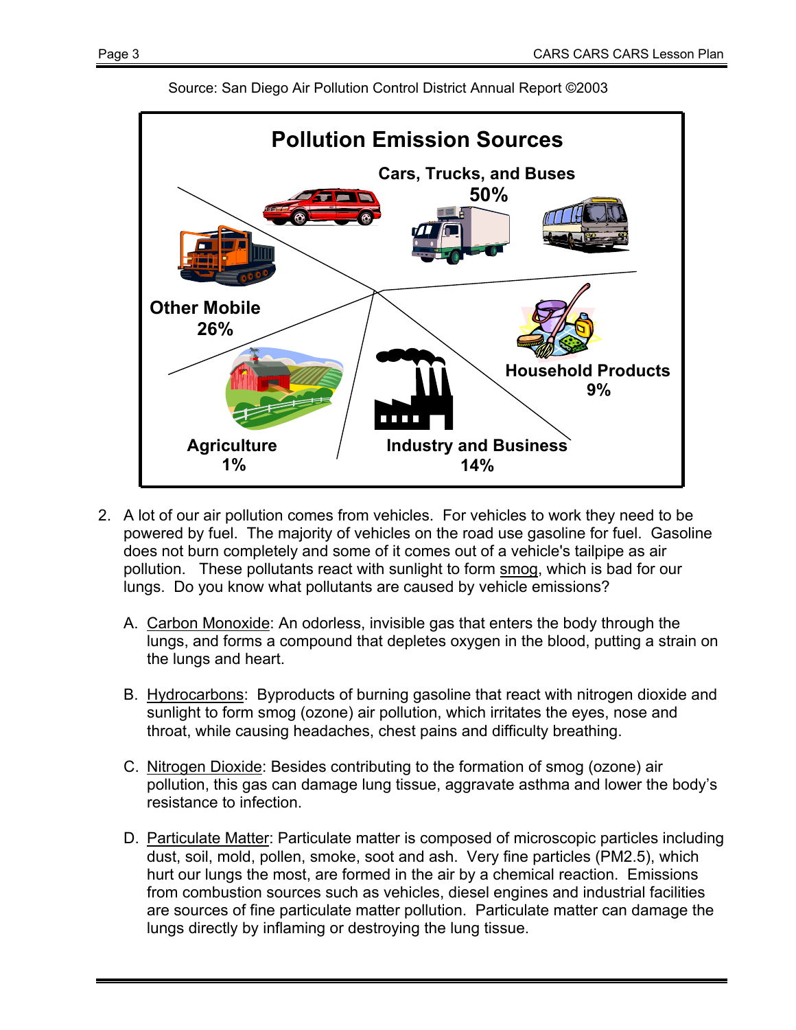Source: San Diego Air Pollution Control District Annual Report ©2003

**Pollution Emission Sources**

| Source | Percentage |
|---|---|
| Cars, Trucks, and Buses | 50% |
| Other Mobile | 26% |
| Industry and Business | 14% |
| Household Products | 9% |
| Agriculture | 1% |

2. A lot of our air pollution comes from vehicles. For vehicles to work they need to be powered by fuel. The majority of vehicles on the road use gasoline for fuel. Gasoline does not burn completely and some of it comes out of a vehicle's tailpipe as air pollution. These pollutants react with sunlight to form smog, which is bad for our lungs. Do you know what pollutants are caused by vehicle emissions?

   A. Carbon Monoxide: An odorless, invisible gas that enters the body through the lungs, and forms a compound that depletes oxygen in the blood, putting a strain on the lungs and heart.

   B. Hydrocarbons: Byproducts of burning gasoline that react with nitrogen dioxide and sunlight to form smog (ozone) air pollution, which irritates the eyes, nose and throat, while causing headaches, chest pains and difficulty breathing.

   C. Nitrogen Dioxide: Besides contributing to the formation of smog (ozone) air pollution, this gas can damage lung tissue, aggravate asthma and lower the body's resistance to infection.

   D. Particulate Matter: Particulate matter is composed of microscopic particles including dust, soil, mold, pollen, smoke, soot and ash. Very fine particles (PM2.5), which hurt our lungs the most, are formed in the air by a chemical reaction. Emissions from combustion sources such as vehicles, diesel engines and industrial facilities are sources of fine particulate matter pollution. Particulate matter can damage the lungs directly by inflaming or destroying the lung tissue.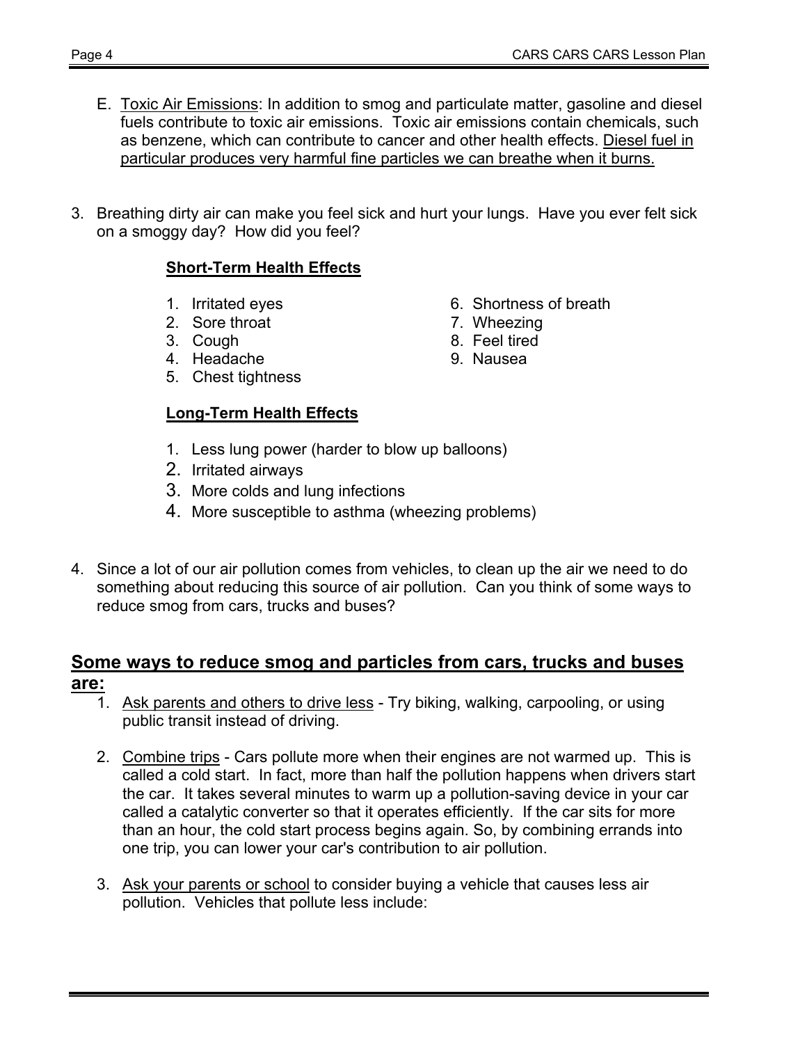E. <u>Toxic Air Emissions</u>: In addition to smog and particulate matter, gasoline and diesel fuels contribute to toxic air emissions. Toxic air emissions contain chemicals, such as benzene, which can contribute to cancer and other health effects. <u>Diesel fuel in particular produces very harmful fine particles we can breathe when it burns.</u>

3. Breathing dirty air can make you feel sick and hurt your lungs. Have you ever felt sick on a smoggy day? How did you feel?

   **<u>Short-Term Health Effects</u>**

   1. Irritated eyes
   2. Sore throat
   3. Cough
   4. Headache
   5. Chest tightness
   6. Shortness of breath
   7. Wheezing
   8. Feel tired
   9. Nausea

   **<u>Long-Term Health Effects</u>**

   1. Less lung power (harder to blow up balloons)
   2. Irritated airways
   3. More colds and lung infections
   4. More susceptible to asthma (wheezing problems)

4. Since a lot of our air pollution comes from vehicles, to clean up the air we need to do something about reducing this source of air pollution. Can you think of some ways to reduce smog from cars, trucks and buses?

## <u>Some ways to reduce smog and particles from cars, trucks and buses are:</u>

1. <u>Ask parents and others to drive less</u> - Try biking, walking, carpooling, or using public transit instead of driving.

2. <u>Combine trips</u> - Cars pollute more when their engines are not warmed up. This is called a cold start. In fact, more than half the pollution happens when drivers start the car. It takes several minutes to warm up a pollution-saving device in your car called a catalytic converter so that it operates efficiently. If the car sits for more than an hour, the cold start process begins again. So, by combining errands into one trip, you can lower your car's contribution to air pollution.

3. <u>Ask your parents or school</u> to consider buying a vehicle that causes less air pollution. Vehicles that pollute less include: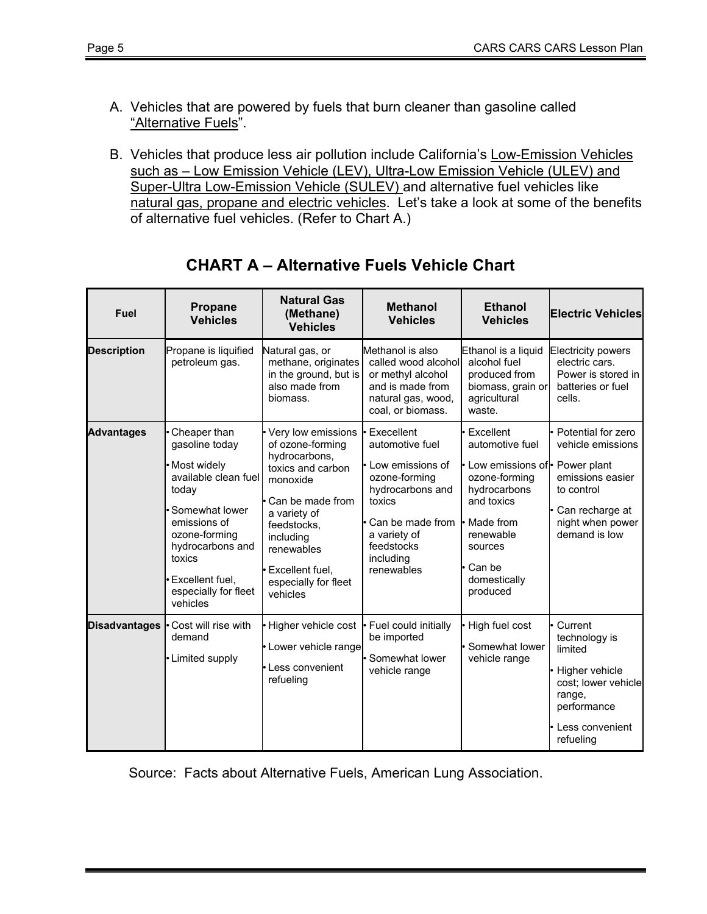A. Vehicles that are powered by fuels that burn cleaner than gasoline called "Alternative Fuels".

B. Vehicles that produce less air pollution include California's Low-Emission Vehicles such as – Low Emission Vehicle (LEV), Ultra-Low Emission Vehicle (ULEV) and Super-Ultra Low-Emission Vehicle (SULEV) and alternative fuel vehicles like natural gas, propane and electric vehicles. Let's take a look at some of the benefits of alternative fuel vehicles. (Refer to Chart A.)

## CHART A – Alternative Fuels Vehicle Chart

| Fuel | Propane Vehicles | Natural Gas (Methane) Vehicles | Methanol Vehicles | Ethanol Vehicles | Electric Vehicles |
|---|---|---|---|---|---|
| **Description** | Propane is liquified petroleum gas. | Natural gas, or methane, originates in the ground, but is also made from biomass. | Methanol is also called wood alcohol or methyl alcohol and is made from natural gas, wood, coal, or biomass. | Ethanol is a liquid alcohol fuel produced from biomass, grain or agricultural waste. | Electricity powers electric cars. Power is stored in batteries or fuel cells. |
| **Advantages** | • Cheaper than gasoline today<br>• Most widely available clean fuel today<br>• Somewhat lower emissions of ozone-forming hydrocarbons and toxics<br>• Excellent fuel, especially for fleet vehicles | • Very low emissions of ozone-forming hydrocarbons, toxics and carbon monoxide<br>• Can be made from a variety of feedstocks, including renewables<br>• Excellent fuel, especially for fleet vehicles | • Execellent automotive fuel<br>• Low emissions of ozone-forming hydrocarbons and toxics<br>• Can be made from a variety of feedstocks including renewables | • Excellent automotive fuel<br>• Low emissions of ozone-forming hydrocarbons and toxics<br>• Made from renewable sources<br>• Can be domestically produced | • Potential for zero vehicle emissions<br>• Power plant emissions easier to control<br>• Can recharge at night when power demand is low |
| **Disadvantages** | • Cost will rise with demand<br>• Limited supply | • Higher vehicle cost<br>• Lower vehicle range<br>• Less convenient refueling | • Fuel could initially be imported<br>• Somewhat lower vehicle range | • High fuel cost<br>• Somewhat lower vehicle range | • Current technology is limited<br>• Higher vehicle cost; lower vehicle range, performance<br>• Less convenient refueling |

Source: Facts about Alternative Fuels, American Lung Association.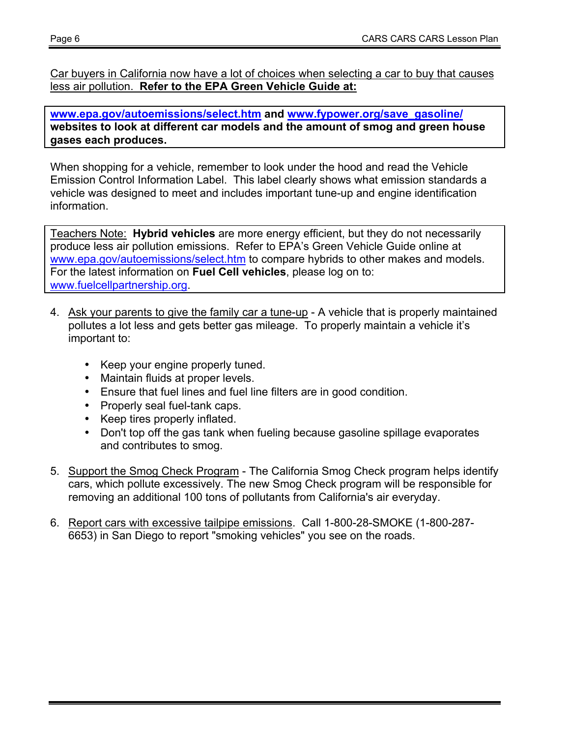Car buyers in California now have a lot of choices when selecting a car to buy that causes less air pollution. **Refer to the EPA Green Vehicle Guide at:**

**www.epa.gov/autoemissions/select.htm and www.fypower.org/save_gasoline/ websites to look at different car models and the amount of smog and green house gases each produces.**

When shopping for a vehicle, remember to look under the hood and read the Vehicle Emission Control Information Label. This label clearly shows what emission standards a vehicle was designed to meet and includes important tune-up and engine identification information.

Teachers Note: **Hybrid vehicles** are more energy efficient, but they do not necessarily produce less air pollution emissions. Refer to EPA's Green Vehicle Guide online at www.epa.gov/autoemissions/select.htm to compare hybrids to other makes and models. For the latest information on **Fuel Cell vehicles**, please log on to: www.fuelcellpartnership.org.

4. Ask your parents to give the family car a tune-up - A vehicle that is properly maintained pollutes a lot less and gets better gas mileage. To properly maintain a vehicle it's important to:

    - Keep your engine properly tuned.
    - Maintain fluids at proper levels.
    - Ensure that fuel lines and fuel line filters are in good condition.
    - Properly seal fuel-tank caps.
    - Keep tires properly inflated.
    - Don't top off the gas tank when fueling because gasoline spillage evaporates and contributes to smog.

5. Support the Smog Check Program - The California Smog Check program helps identify cars, which pollute excessively. The new Smog Check program will be responsible for removing an additional 100 tons of pollutants from California's air everyday.

6. Report cars with excessive tailpipe emissions. Call 1-800-28-SMOKE (1-800-287-6653) in San Diego to report "smoking vehicles" you see on the roads.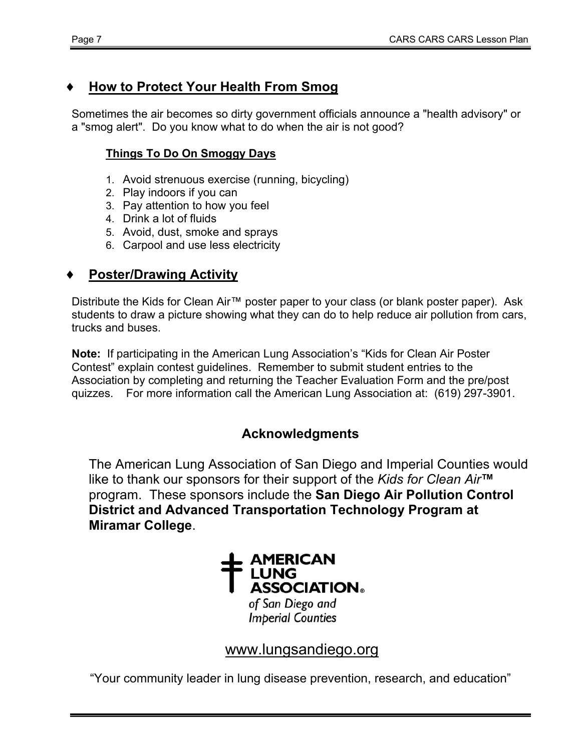## ♦ How to Protect Your Health From Smog

Sometimes the air becomes so dirty government officials announce a "health advisory" or a "smog alert". Do you know what to do when the air is not good?

**Things To Do On Smoggy Days**

1. Avoid strenuous exercise (running, bicycling)
2. Play indoors if you can
3. Pay attention to how you feel
4. Drink a lot of fluids
5. Avoid, dust, smoke and sprays
6. Carpool and use less electricity

## ♦ Poster/Drawing Activity

Distribute the Kids for Clean Air™ poster paper to your class (or blank poster paper). Ask students to draw a picture showing what they can do to help reduce air pollution from cars, trucks and buses.

**Note:** If participating in the American Lung Association's "Kids for Clean Air Poster Contest" explain contest guidelines. Remember to submit student entries to the Association by completing and returning the Teacher Evaluation Form and the pre/post quizzes. For more information call the American Lung Association at: (619) 297-3901.

### Acknowledgments

The American Lung Association of San Diego and Imperial Counties would like to thank our sponsors for their support of the *Kids for Clean Air*™ program. These sponsors include the **San Diego Air Pollution Control District and Advanced Transportation Technology Program at Miramar College**.

AMERICAN LUNG ASSOCIATION®
*of San Diego and Imperial Counties*

www.lungsandiego.org

"Your community leader in lung disease prevention, research, and education"